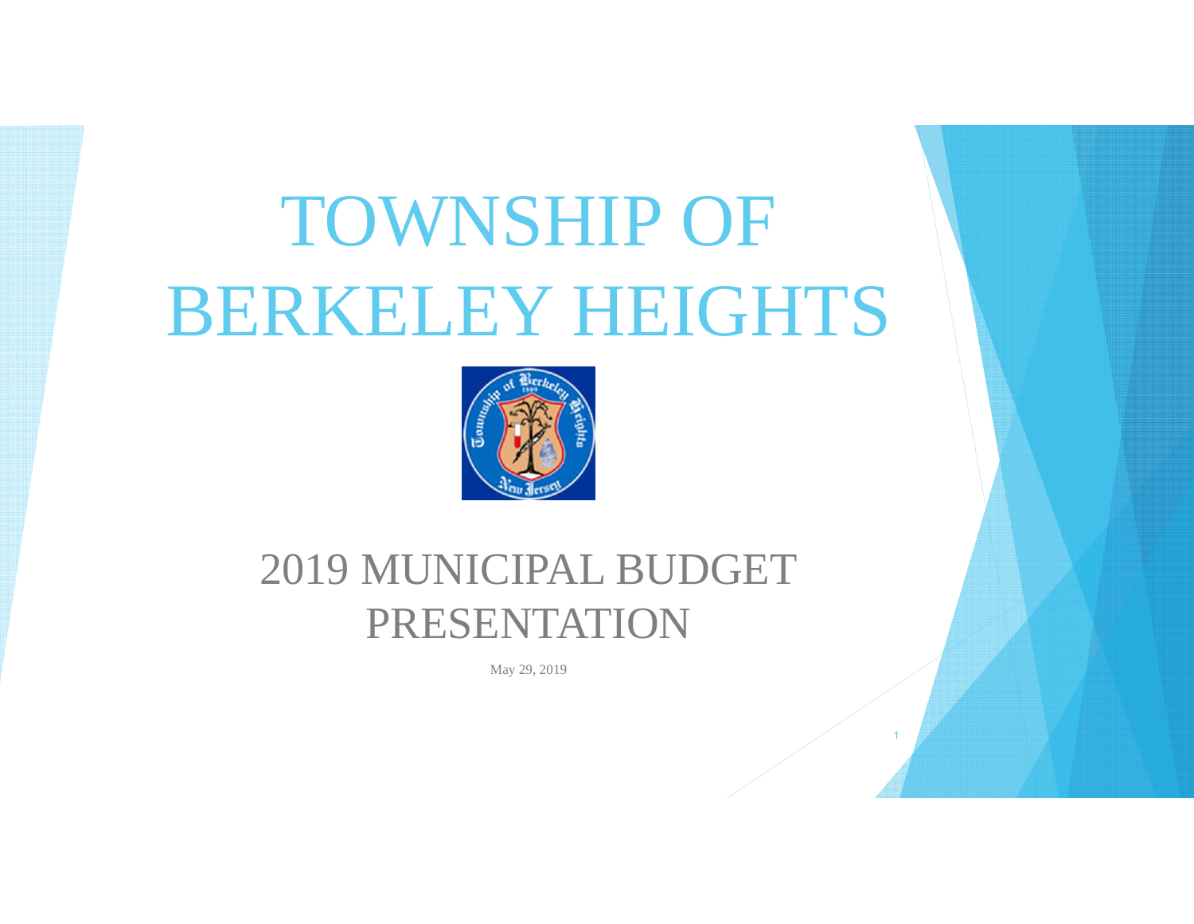# TOWNSHIP OF BERKELEY HEIGHTS

## 2019 MUNICIPAL BUDGET PRESENTATION

May 29, 2019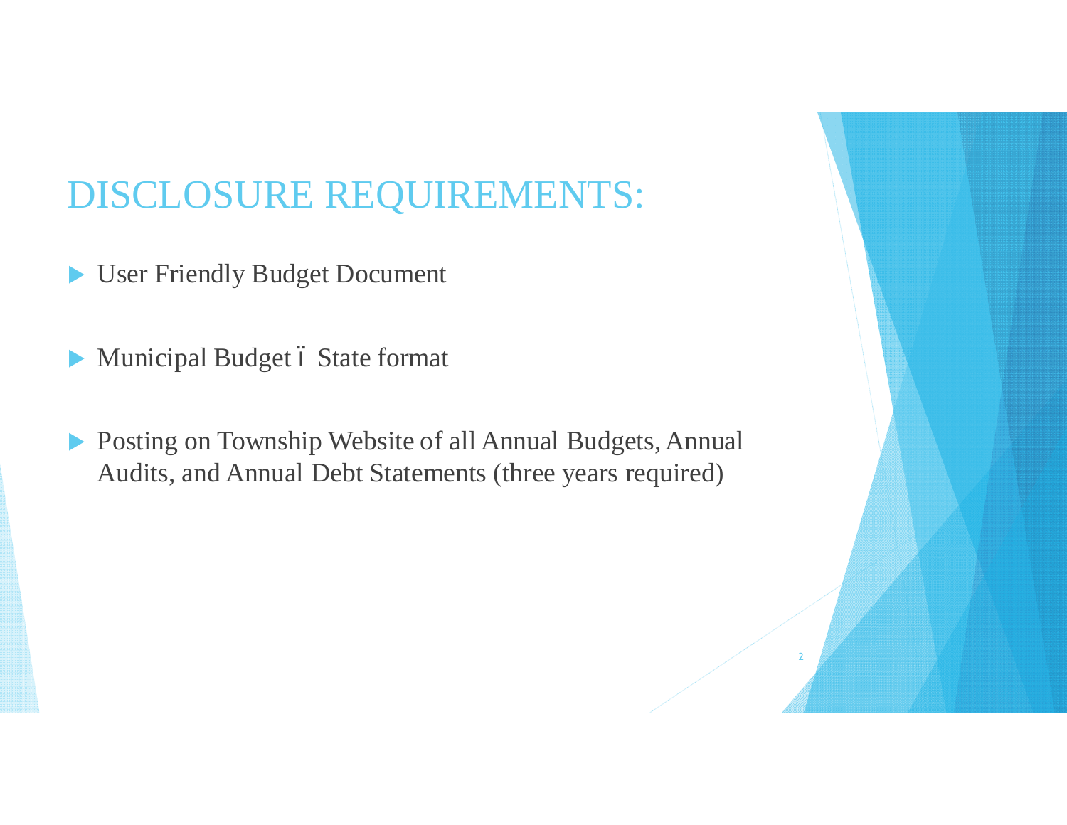# DISCLOSURE REQUIREMENTS:

- User Friendly Budget Document
- Municipal Budget ï State format
- Posting on Township Website of all Annual Budgets, Annual Audits, and Annual Debt Statements (three years required)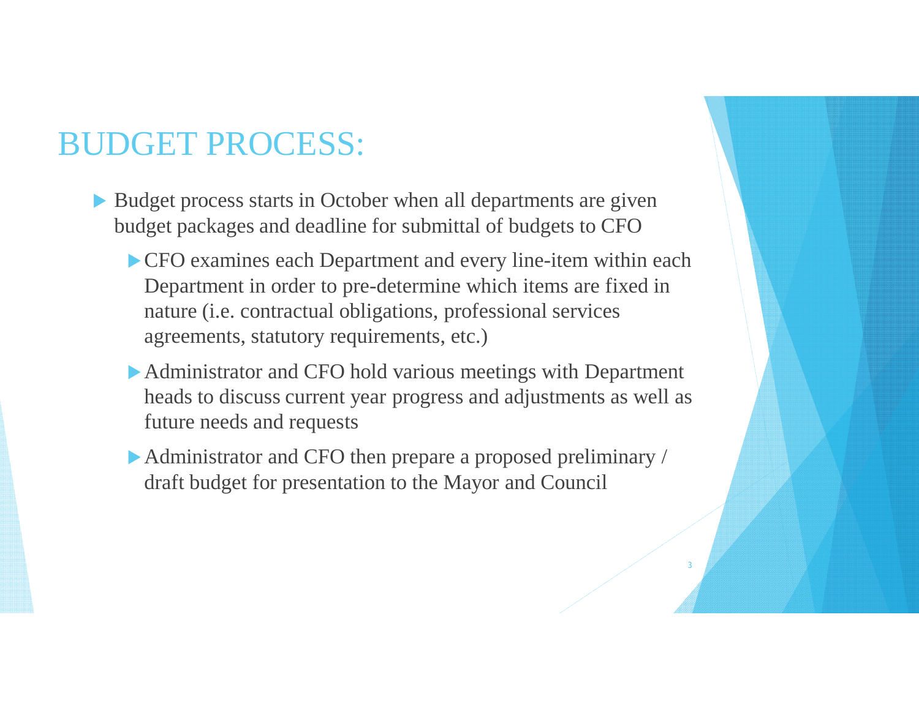# BUDGET PROCESS:

- Budget process starts in October when all departments are given budget packages and deadline for submittal of budgets to CFO
  - CFO examines each Department and every line-item within each Department in order to pre-determine which items are fixed in nature (i.e. contractual obligations, professional services agreements, statutory requirements, etc.)
  - Administrator and CFO hold various meetings with Department heads to discuss current year progress and adjustments as well as future needs and requests
  - Administrator and CFO then prepare a proposed preliminary / draft budget for presentation to the Mayor and Council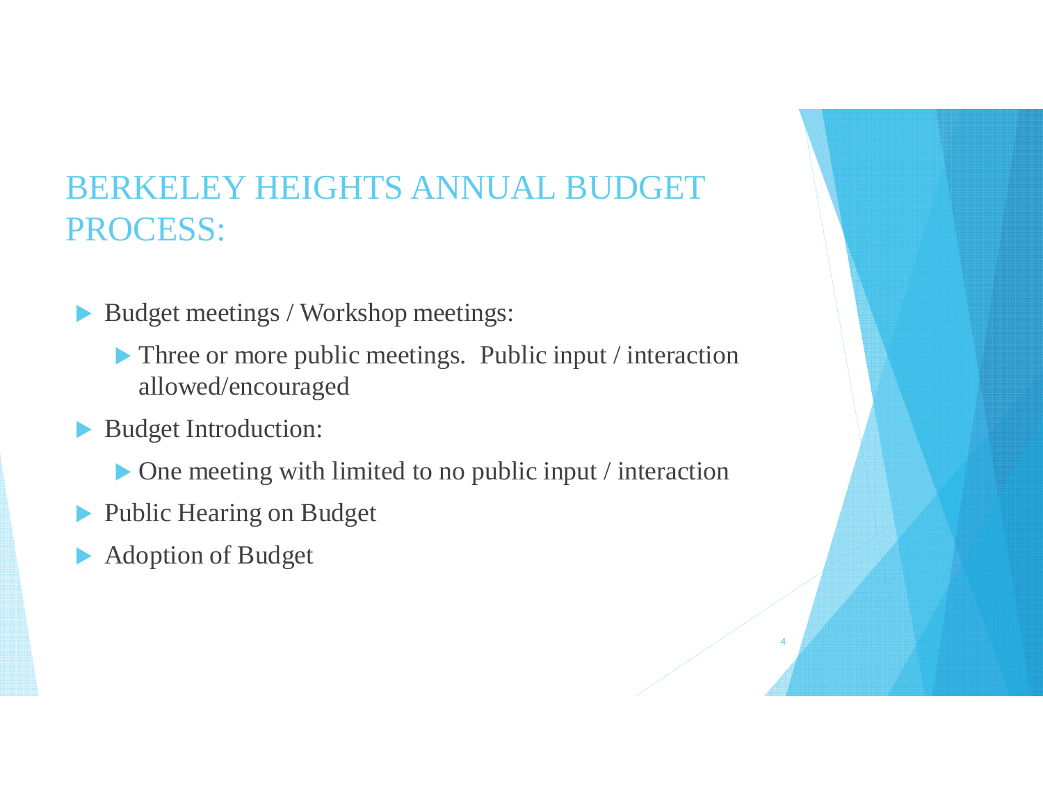# BERKELEY HEIGHTS ANNUAL BUDGET PROCESS:

- Budget meetings / Workshop meetings:
  - Three or more public meetings. Public input / interaction allowed/encouraged
- Budget Introduction:
  - One meeting with limited to no public input / interaction
- Public Hearing on Budget
- Adoption of Budget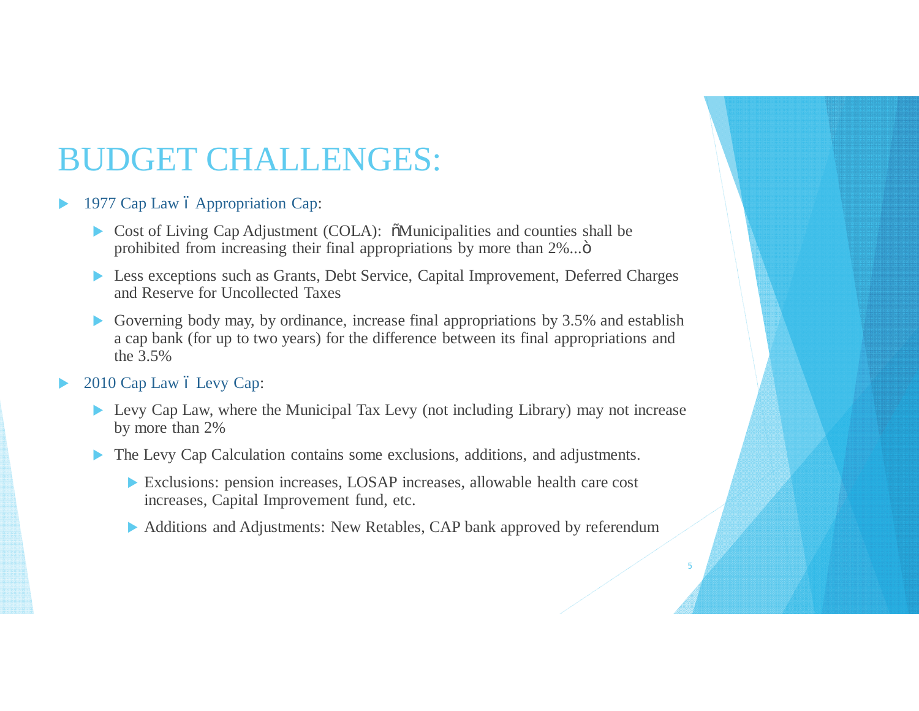# BUDGET CHALLENGES:

- 1977 Cap Law – Appropriation Cap:
  - Cost of Living Cap Adjustment (COLA): "Municipalities and counties shall be prohibited from increasing their final appropriations by more than 2%..."
  - Less exceptions such as Grants, Debt Service, Capital Improvement, Deferred Charges and Reserve for Uncollected Taxes
  - Governing body may, by ordinance, increase final appropriations by 3.5% and establish a cap bank (for up to two years) for the difference between its final appropriations and the 3.5%
- 2010 Cap Law – Levy Cap:
  - Levy Cap Law, where the Municipal Tax Levy (not including Library) may not increase by more than 2%
  - The Levy Cap Calculation contains some exclusions, additions, and adjustments.
    - Exclusions: pension increases, LOSAP increases, allowable health care cost increases, Capital Improvement fund, etc.
    - Additions and Adjustments: New Retables, CAP bank approved by referendum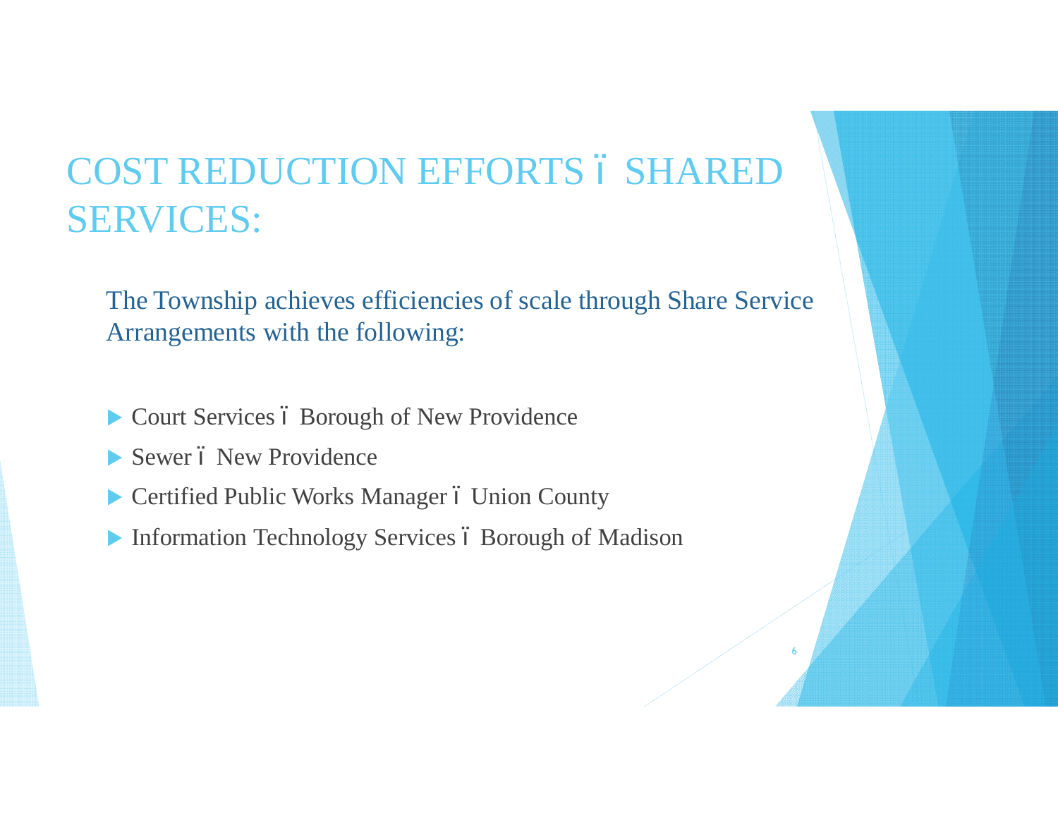# COST REDUCTION EFFORTS ï SHARED SERVICES:

The Township achieves efficiencies of scale through Share Service Arrangements with the following:

- Court Services ï Borough of New Providence
- Sewer ï New Providence
- Certified Public Works Manager ï Union County
- Information Technology Services ï Borough of Madison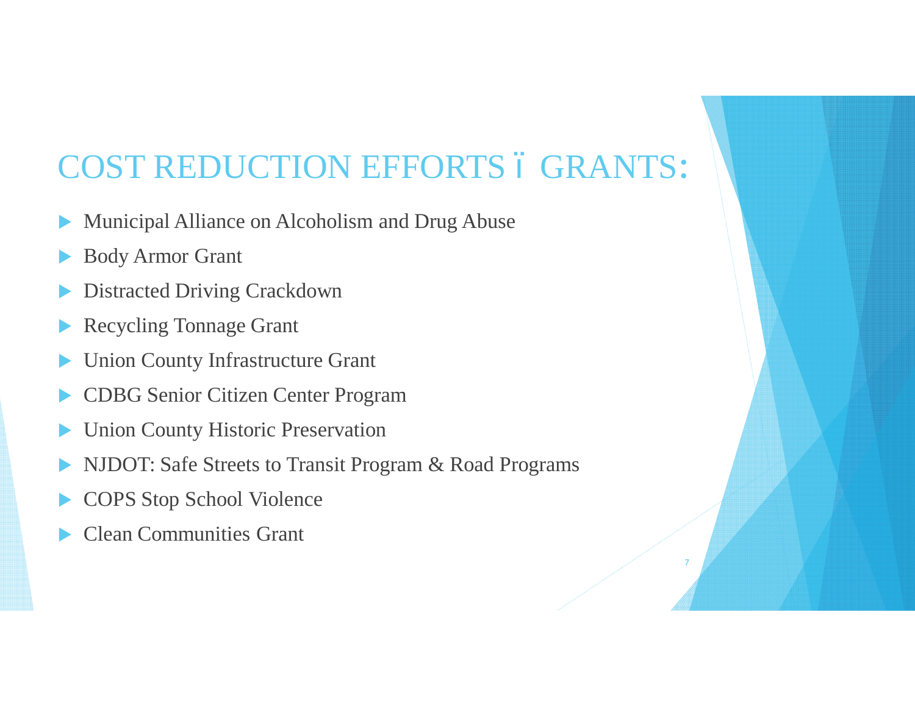# COST REDUCTION EFFORTS ï GRANTS:

- Municipal Alliance on Alcoholism and Drug Abuse
- Body Armor Grant
- Distracted Driving Crackdown
- Recycling Tonnage Grant
- Union County Infrastructure Grant
- CDBG Senior Citizen Center Program
- Union County Historic Preservation
- NJDOT: Safe Streets to Transit Program & Road Programs
- COPS Stop School Violence
- Clean Communities Grant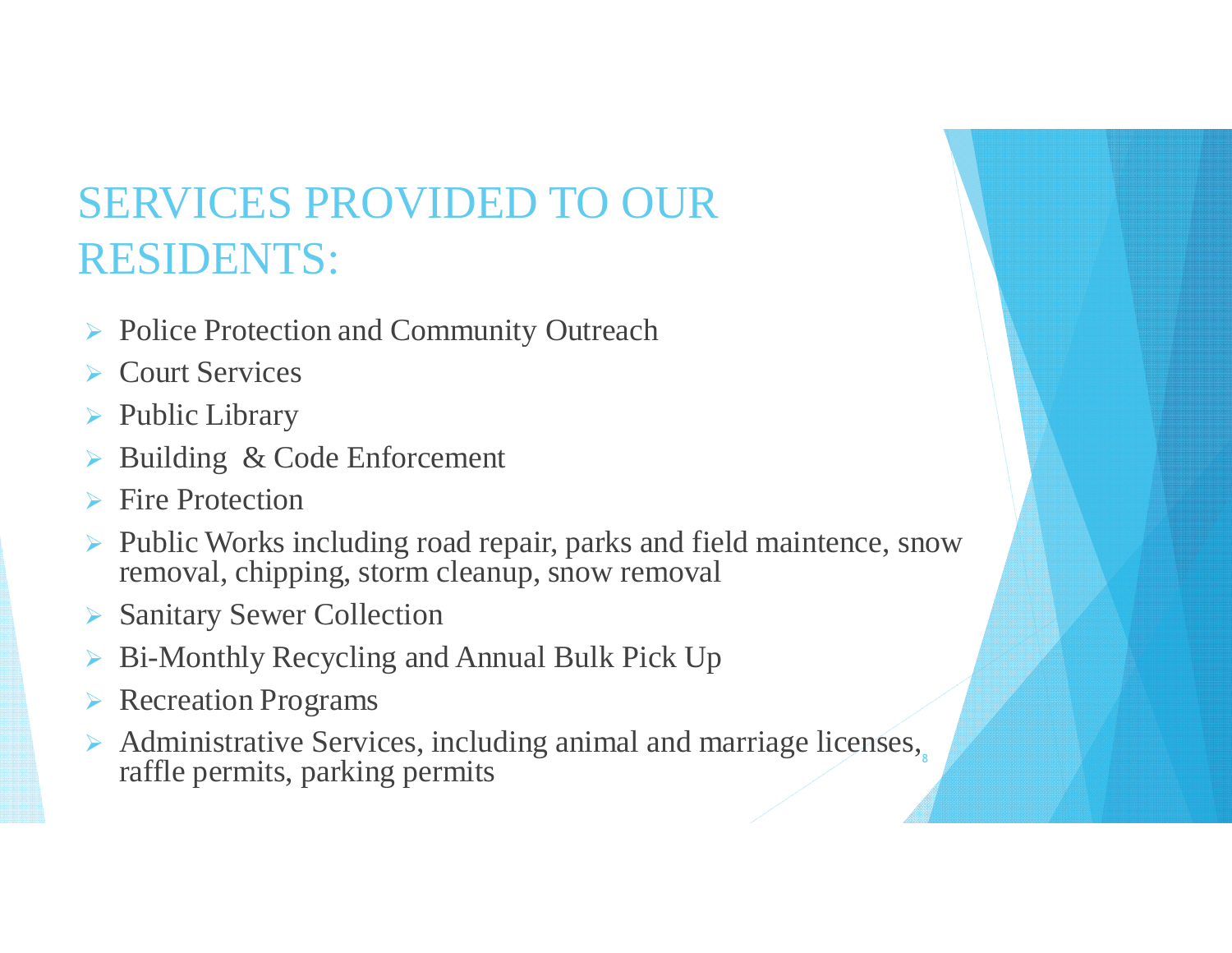# SERVICES PROVIDED TO OUR RESIDENTS:

- Police Protection and Community Outreach
- Court Services
- Public Library
- Building & Code Enforcement
- Fire Protection
- Public Works including road repair, parks and field maintence, snow removal, chipping, storm cleanup, snow removal
- Sanitary Sewer Collection
- Bi-Monthly Recycling and Annual Bulk Pick Up
- Recreation Programs
- Administrative Services, including animal and marriage licenses, raffle permits, parking permits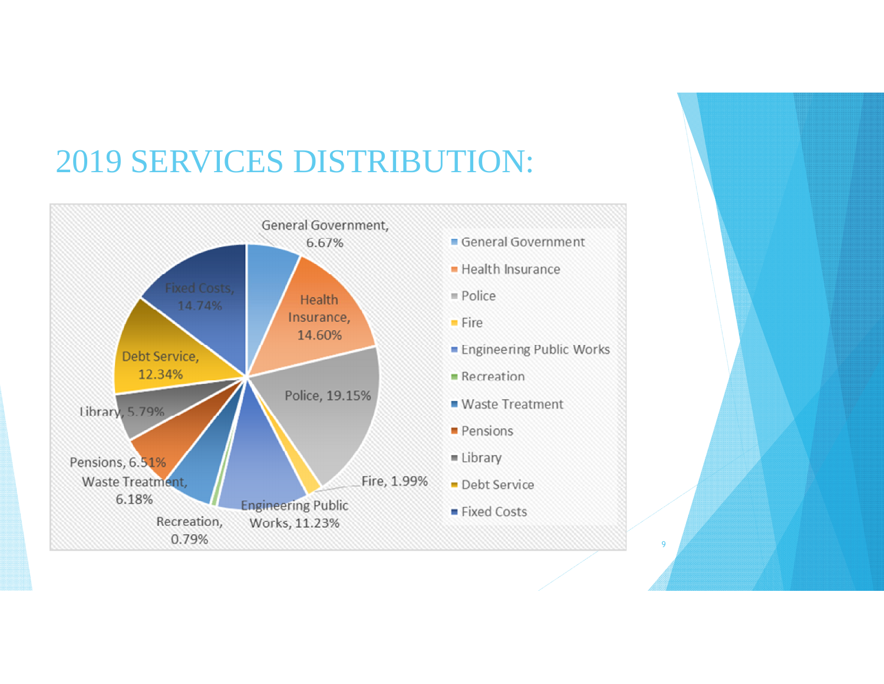# 2019 SERVICES DISTRIBUTION:

| Service | Percentage |
|---|---|
| General Government | 6.67% |
| Health Insurance | 14.60% |
| Police | 19.15% |
| Fire | 1.99% |
| Engineering Public Works | 11.23% |
| Recreation | 0.79% |
| Waste Treatment | 6.18% |
| Pensions | 6.51% |
| Library | 5.79% |
| Debt Service | 12.34% |
| Fixed Costs | 14.74% |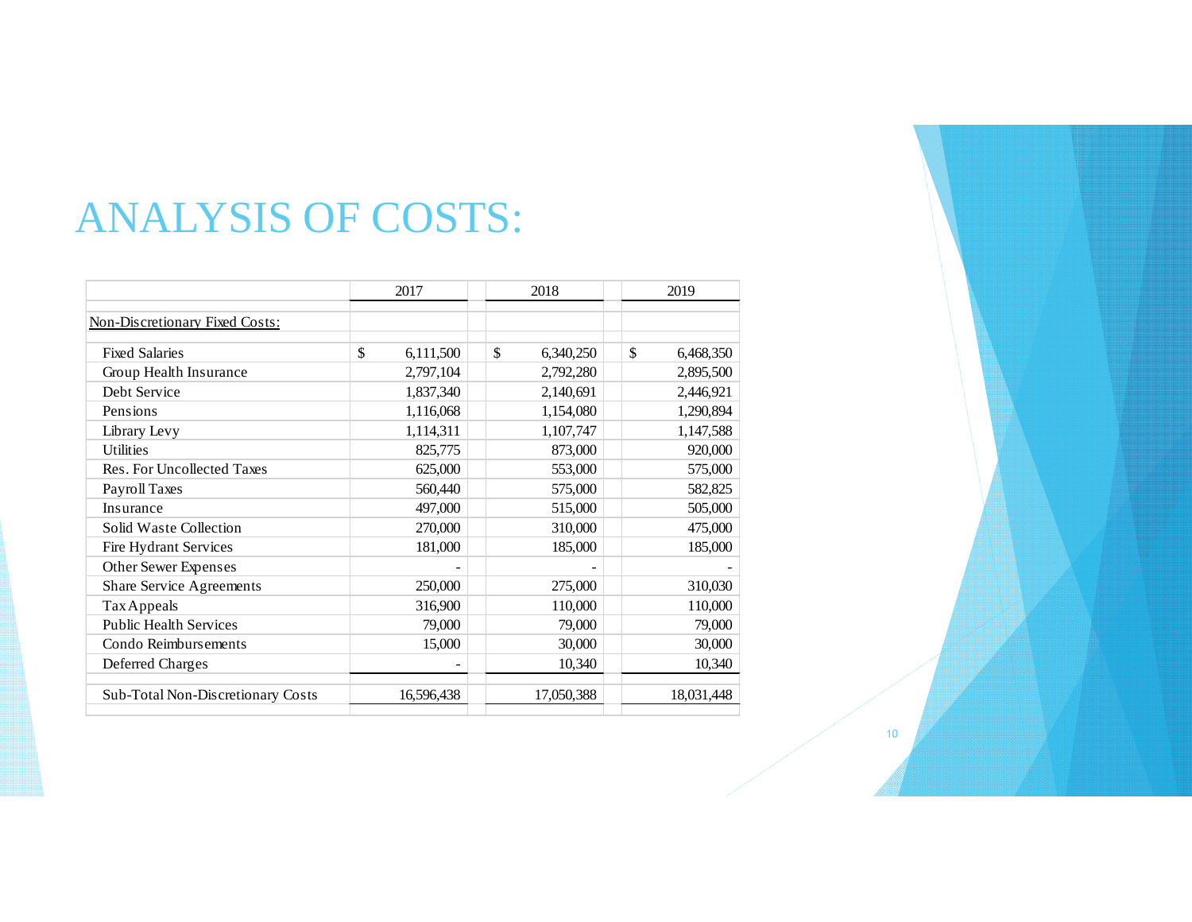# ANALYSIS OF COSTS:

| | 2017 | 2018 | 2019 |
|---|---|---|---|
| Non-Discretionary Fixed Costs: | | | |
| Fixed Salaries | $ 6,111,500 | $ 6,340,250 | $ 6,468,350 |
| Group Health Insurance | 2,797,104 | 2,792,280 | 2,895,500 |
| Debt Service | 1,837,340 | 2,140,691 | 2,446,921 |
| Pensions | 1,116,068 | 1,154,080 | 1,290,894 |
| Library Levy | 1,114,311 | 1,107,747 | 1,147,588 |
| Utilities | 825,775 | 873,000 | 920,000 |
| Res. For Uncollected Taxes | 625,000 | 553,000 | 575,000 |
| Payroll Taxes | 560,440 | 575,000 | 582,825 |
| Insurance | 497,000 | 515,000 | 505,000 |
| Solid Waste Collection | 270,000 | 310,000 | 475,000 |
| Fire Hydrant Services | 181,000 | 185,000 | 185,000 |
| Other Sewer Expenses | - | - | - |
| Share Service Agreements | 250,000 | 275,000 | 310,030 |
| Tax Appeals | 316,900 | 110,000 | 110,000 |
| Public Health Services | 79,000 | 79,000 | 79,000 |
| Condo Reimbursements | 15,000 | 30,000 | 30,000 |
| Deferred Charges | - | 10,340 | 10,340 |
| Sub-Total Non-Discretionary Costs | 16,596,438 | 17,050,388 | 18,031,448 |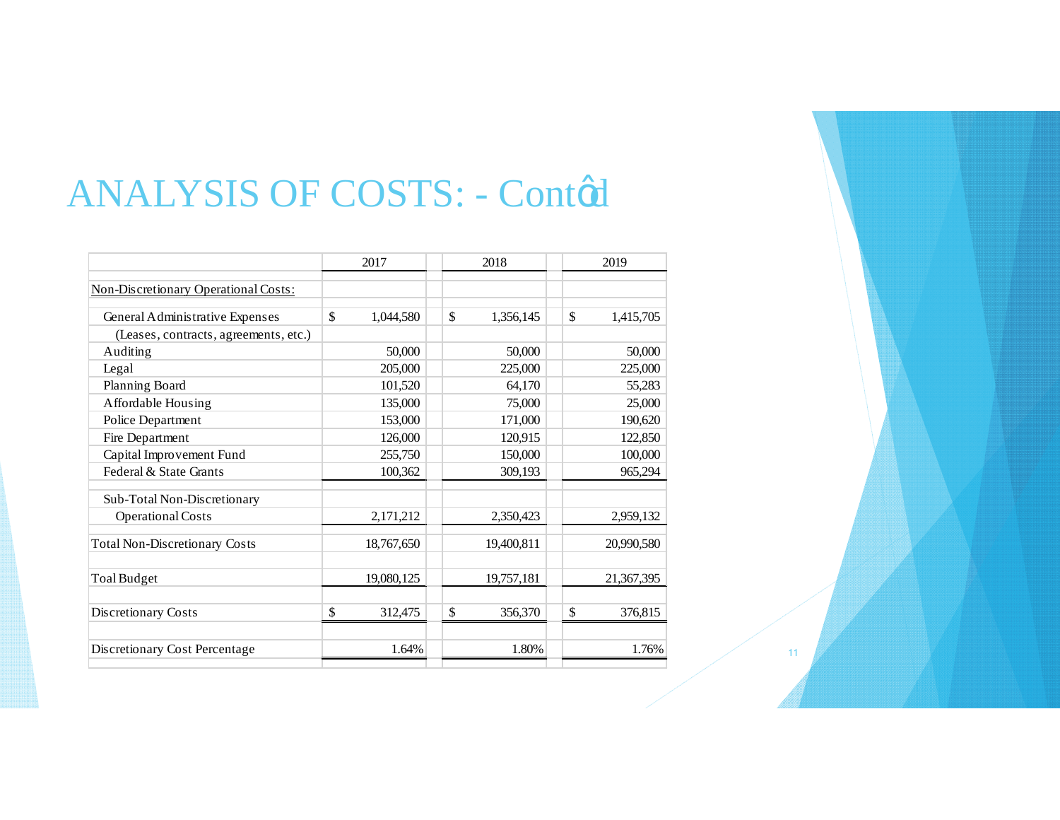# ANALYSIS OF COSTS: - Cont'd

| | 2017 | 2018 | 2019 |
|---|---|---|---|
| Non-Discretionary Operational Costs: | | | |
| General Administrative Expenses | $ 1,044,580 | $ 1,356,145 | $ 1,415,705 |
| (Leases, contracts, agreements, etc.) | | | |
| Auditing | 50,000 | 50,000 | 50,000 |
| Legal | 205,000 | 225,000 | 225,000 |
| Planning Board | 101,520 | 64,170 | 55,283 |
| Affordable Housing | 135,000 | 75,000 | 25,000 |
| Police Department | 153,000 | 171,000 | 190,620 |
| Fire Department | 126,000 | 120,915 | 122,850 |
| Capital Improvement Fund | 255,750 | 150,000 | 100,000 |
| Federal & State Grants | 100,362 | 309,193 | 965,294 |
| Sub-Total Non-Discretionary Operational Costs | 2,171,212 | 2,350,423 | 2,959,132 |
| Total Non-Discretionary Costs | 18,767,650 | 19,400,811 | 20,990,580 |
| Toal Budget | 19,080,125 | 19,757,181 | 21,367,395 |
| Discretionary Costs | $ 312,475 | $ 356,370 | $ 376,815 |
| Discretionary Cost Percentage | 1.64% | 1.80% | 1.76% |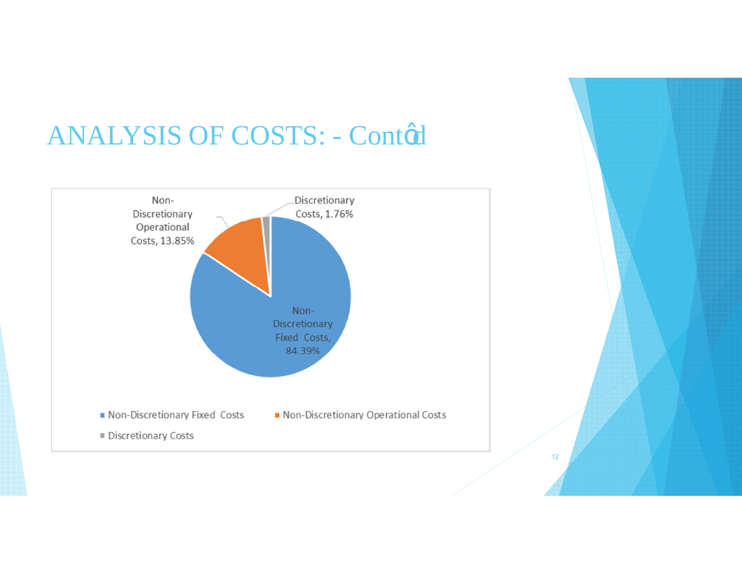# ANALYSIS OF COSTS: - Contd

| Category | Share |
| --- | --- |
| Non-Discretionary Fixed Costs | 84.39% |
| Non-Discretionary Operational Costs | 13.85% |
| Discretionary Costs | 1.76% |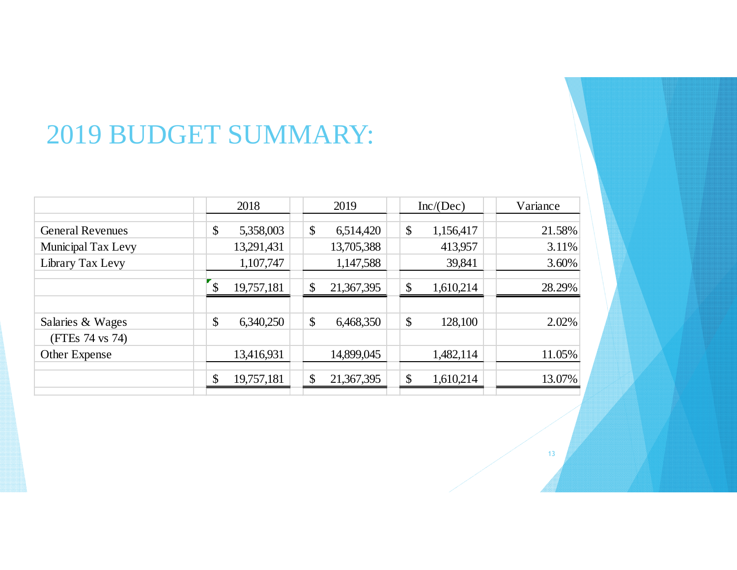# 2019 BUDGET SUMMARY:

| | 2018 | 2019 | Inc/(Dec) | Variance |
|---|---|---|---|---|
| General Revenues | $ 5,358,003 | $ 6,514,420 | $ 1,156,417 | 21.58% |
| Municipal Tax Levy | 13,291,431 | 13,705,388 | 413,957 | 3.11% |
| Library Tax Levy | 1,107,747 | 1,147,588 | 39,841 | 3.60% |
| | $ 19,757,181 | $ 21,367,395 | $ 1,610,214 | 28.29% |
| | | | | |
| Salaries & Wages | $ 6,340,250 | $ 6,468,350 | $ 128,100 | 2.02% |
| (FTEs 74 vs 74) | | | | |
| Other Expense | 13,416,931 | 14,899,045 | 1,482,114 | 11.05% |
| | $ 19,757,181 | $ 21,367,395 | $ 1,610,214 | 13.07% |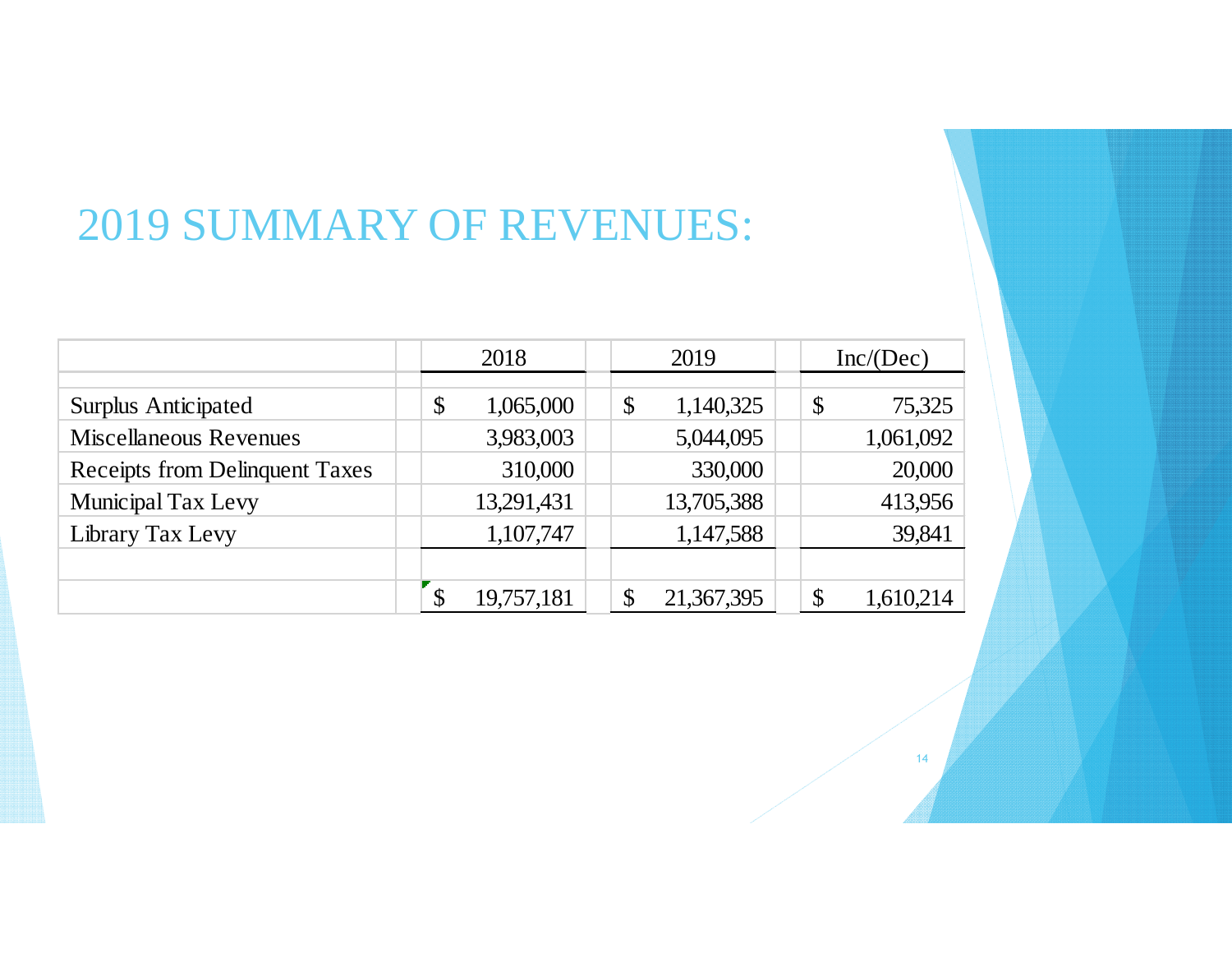# 2019 SUMMARY OF REVENUES:

| | 2018 | 2019 | Inc/(Dec) |
|---|---|---|---|
| Surplus Anticipated | $ 1,065,000 | $ 1,140,325 | $ 75,325 |
| Miscellaneous Revenues | 3,983,003 | 5,044,095 | 1,061,092 |
| Receipts from Delinquent Taxes | 310,000 | 330,000 | 20,000 |
| Municipal Tax Levy | 13,291,431 | 13,705,388 | 413,956 |
| Library Tax Levy | 1,107,747 | 1,147,588 | 39,841 |
| | $ 19,757,181 | $ 21,367,395 | $ 1,610,214 |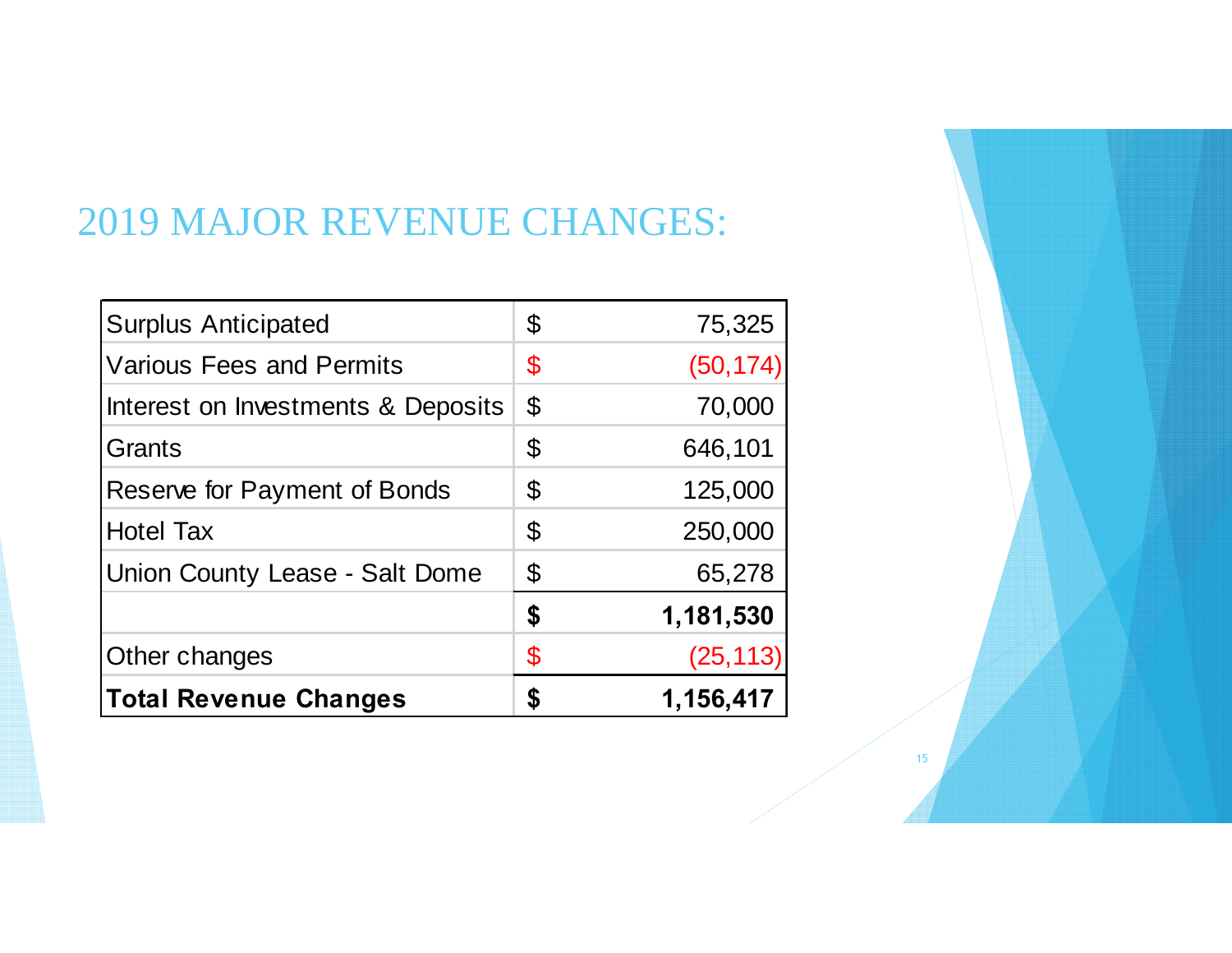# 2019 MAJOR REVENUE CHANGES:

| | | |
|---|---|---|
| Surplus Anticipated | $ | 75,325 |
| Various Fees and Permits | $ | (50,174) |
| Interest on Investments & Deposits | $ | 70,000 |
| Grants | $ | 646,101 |
| Reserve for Payment of Bonds | $ | 125,000 |
| Hotel Tax | $ | 250,000 |
| Union County Lease - Salt Dome | $ | 65,278 |
| | **$** | **1,181,530** |
| Other changes | $ | (25,113) |
| **Total Revenue Changes** | **$** | **1,156,417** |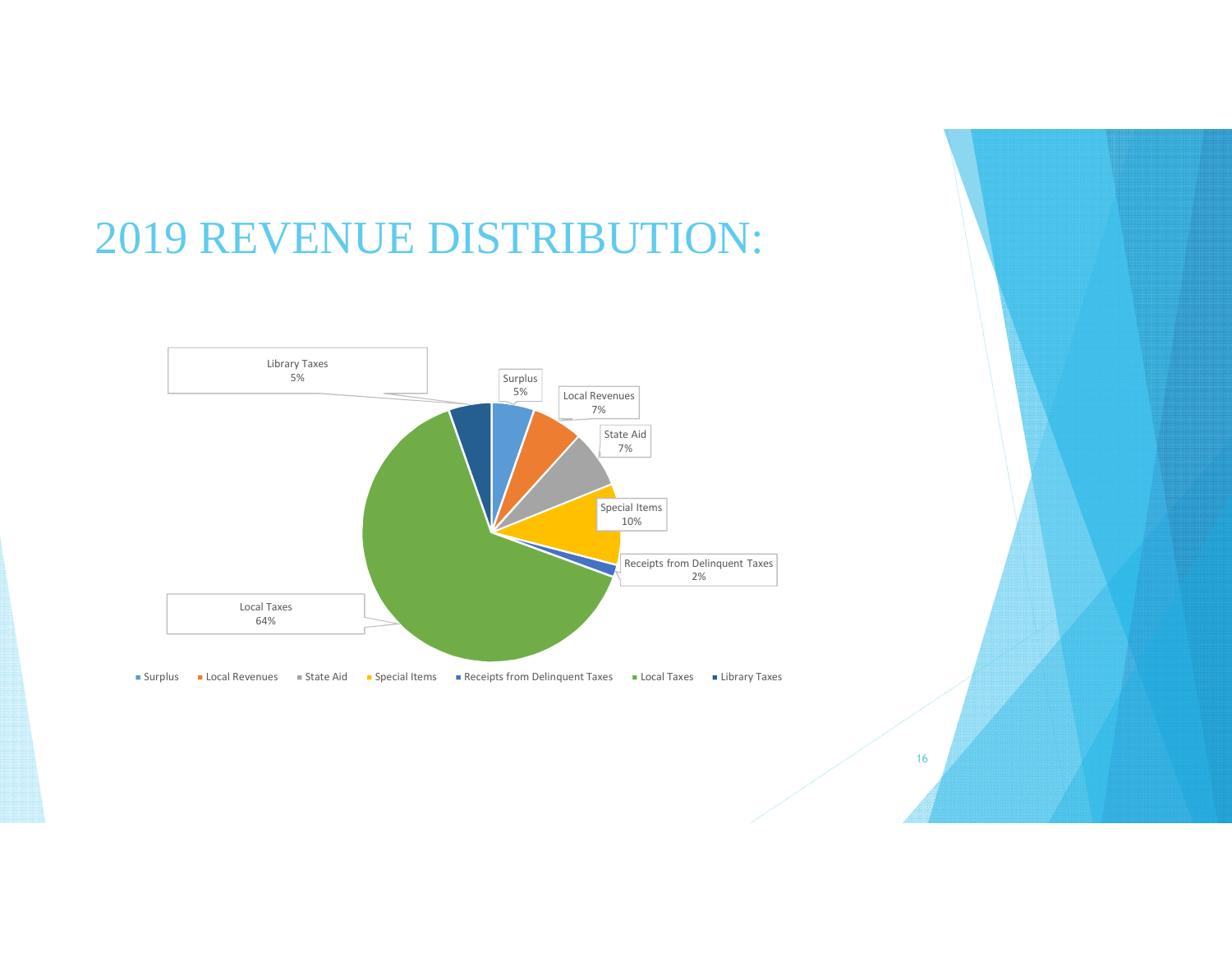# 2019 REVENUE DISTRIBUTION:

| Category | Percentage |
|---|---|
| Surplus | 5% |
| Local Revenues | 7% |
| State Aid | 7% |
| Special Items | 10% |
| Receipts from Delinquent Taxes | 2% |
| Local Taxes | 64% |
| Library Taxes | 5% |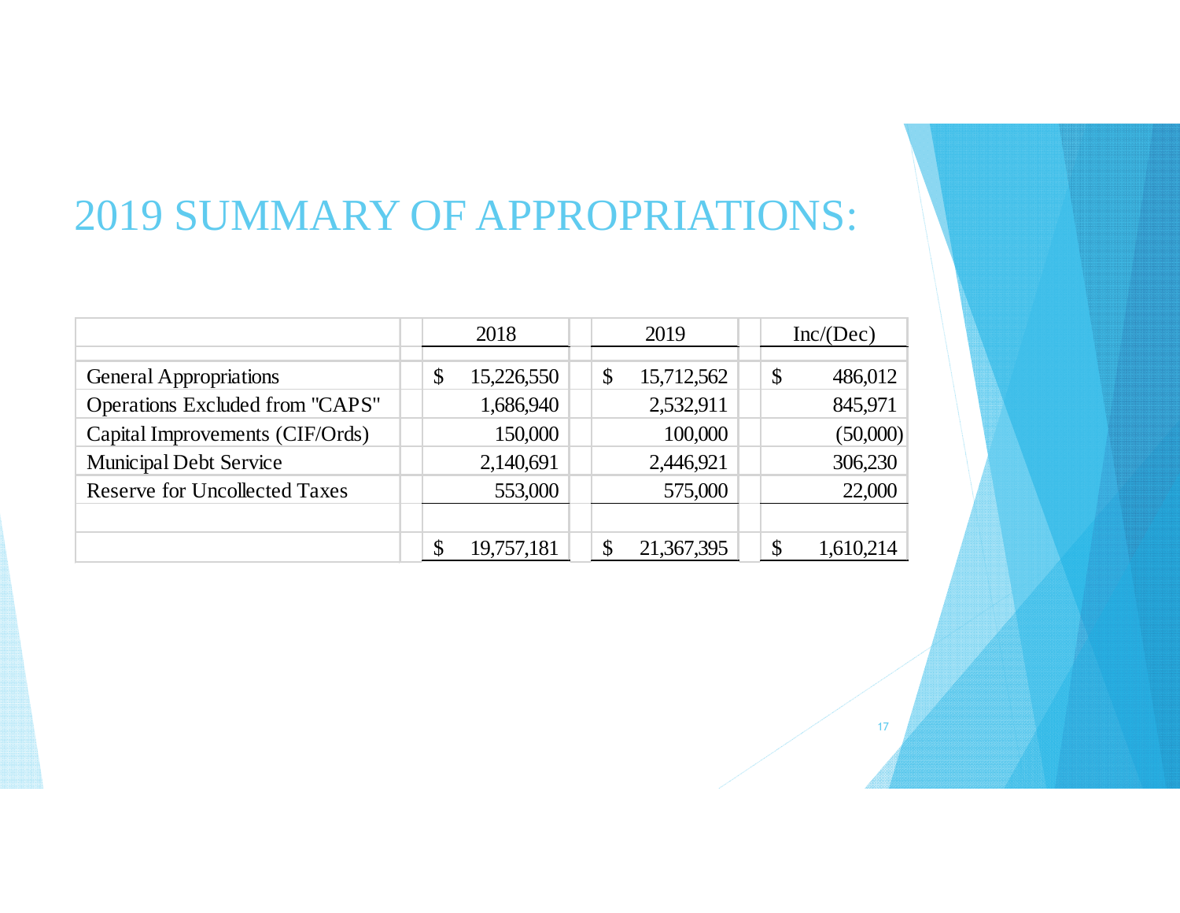# 2019 SUMMARY OF APPROPRIATIONS:

| | 2018 | 2019 | Inc/(Dec) |
|---|---|---|---|
| General Appropriations | $ 15,226,550 | $ 15,712,562 | $ 486,012 |
| Operations Excluded from "CAPS" | 1,686,940 | 2,532,911 | 845,971 |
| Capital Improvements (CIF/Ords) | 150,000 | 100,000 | (50,000) |
| Municipal Debt Service | 2,140,691 | 2,446,921 | 306,230 |
| Reserve for Uncollected Taxes | 553,000 | 575,000 | 22,000 |
| | $ 19,757,181 | $ 21,367,395 | $ 1,610,214 |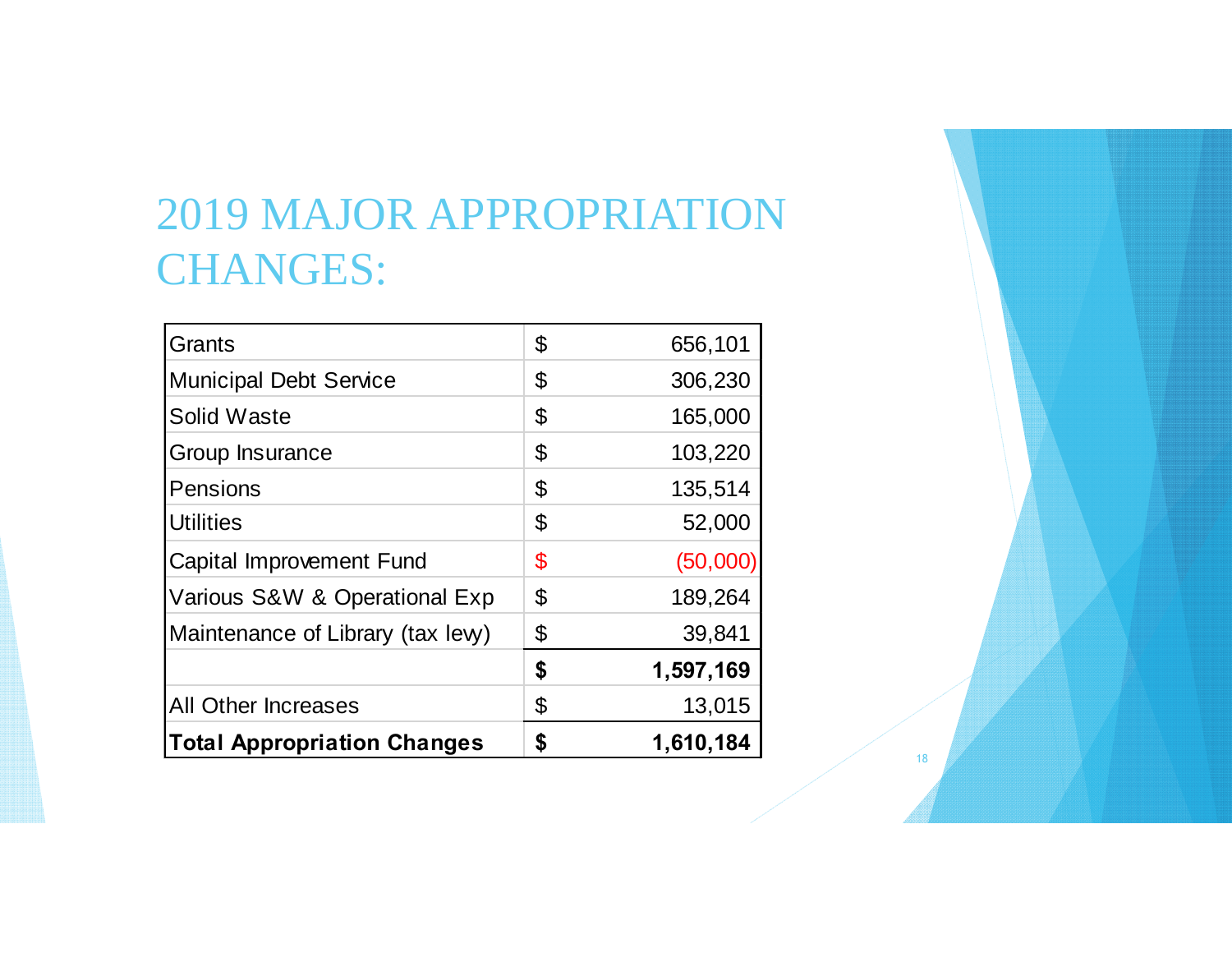# 2019 MAJOR APPROPRIATION CHANGES:

| | | |
|---|---|---|
| Grants | $ | 656,101 |
| Municipal Debt Service | $ | 306,230 |
| Solid Waste | $ | 165,000 |
| Group Insurance | $ | 103,220 |
| Pensions | $ | 135,514 |
| Utilities | $ | 52,000 |
| Capital Improvement Fund | $ | (50,000) |
| Various S&W & Operational Exp | $ | 189,264 |
| Maintenance of Library (tax levy) | $ | 39,841 |
| | **$** | **1,597,169** |
| All Other Increases | $ | 13,015 |
| **Total Appropriation Changes** | **$** | **1,610,184** |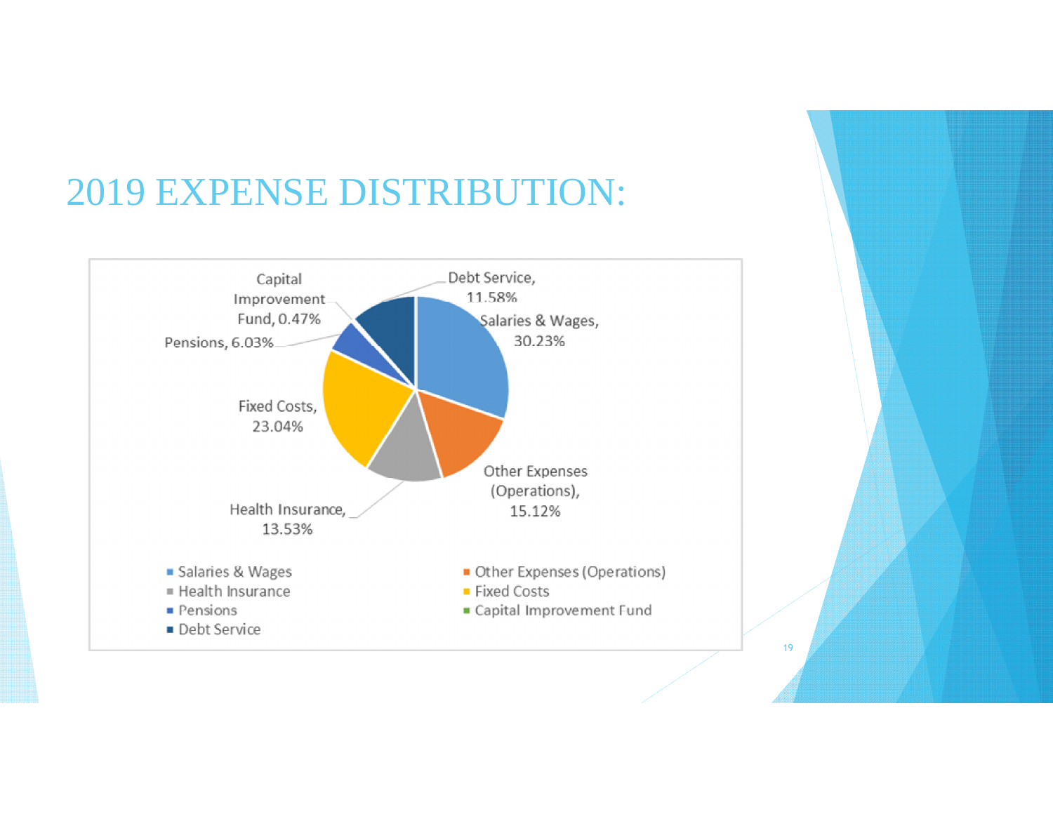# 2019 EXPENSE DISTRIBUTION:

| Category | Percentage |
| --- | --- |
| Salaries & Wages | 30.23% |
| Other Expenses (Operations) | 15.12% |
| Health Insurance | 13.53% |
| Fixed Costs | 23.04% |
| Pensions | 6.03% |
| Capital Improvement Fund | 0.47% |
| Debt Service | 11.58% |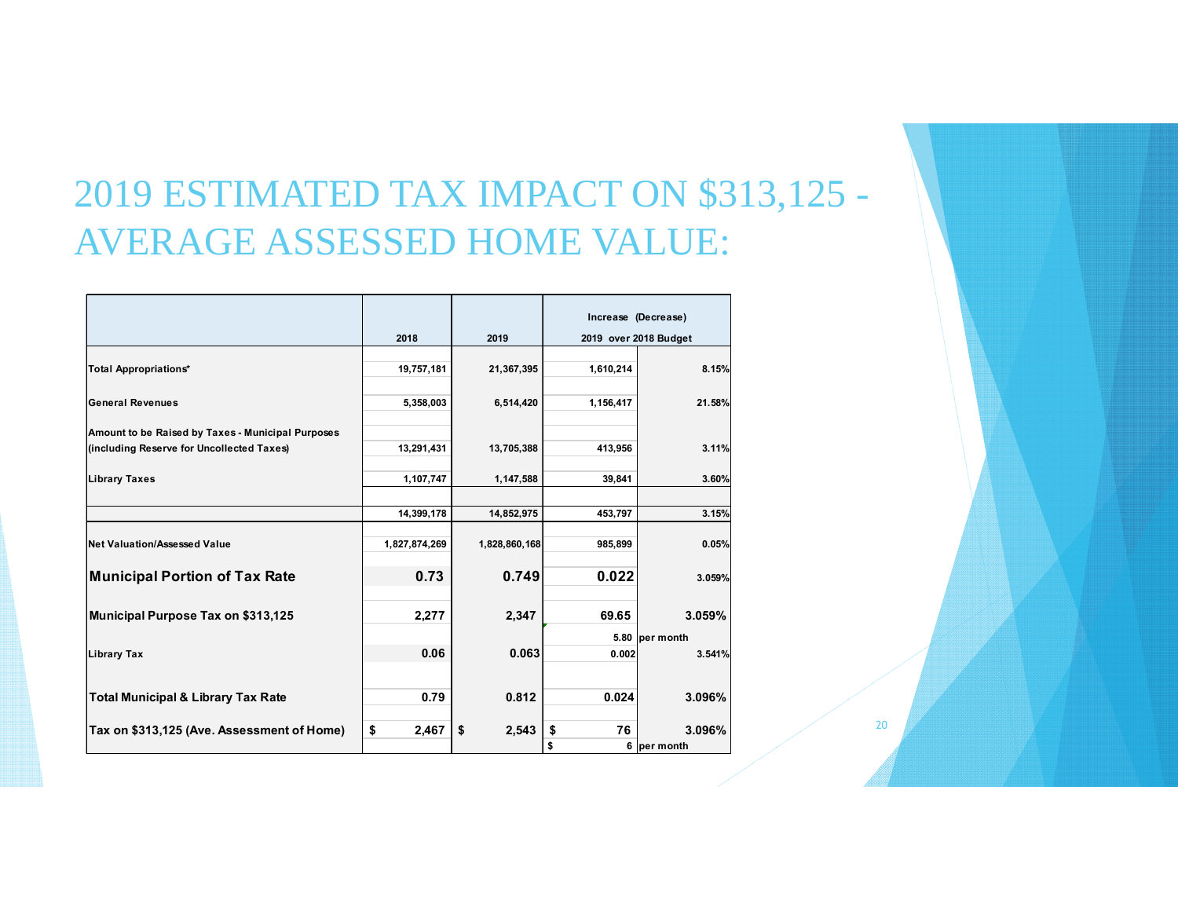# 2019 ESTIMATED TAX IMPACT ON $313,125 - AVERAGE ASSESSED HOME VALUE:

| | 2018 | 2019 | Increase (Decrease) 2019 over 2018 Budget | |
|---|---|---|---|---|
| **Total Appropriations*** | 19,757,181 | 21,367,395 | 1,610,214 | 8.15% |
| **General Revenues** | 5,358,003 | 6,514,420 | 1,156,417 | 21.58% |
| **Amount to be Raised by Taxes - Municipal Purposes (including Reserve for Uncollected Taxes)** | 13,291,431 | 13,705,388 | 413,956 | 3.11% |
| **Library Taxes** | 1,107,747 | 1,147,588 | 39,841 | 3.60% |
| | 14,399,178 | 14,852,975 | 453,797 | 3.15% |
| **Net Valuation/Assessed Value** | 1,827,874,269 | 1,828,860,168 | 985,899 | 0.05% |
| **Municipal Portion of Tax Rate** | 0.73 | 0.749 | 0.022 | 3.059% |
| **Municipal Purpose Tax on $313,125** | 2,277 | 2,347 | 69.65 | 3.059% |
| | | | 5.80 | per month |
| **Library Tax** | 0.06 | 0.063 | 0.002 | 3.541% |
| **Total Municipal & Library Tax Rate** | 0.79 | 0.812 | 0.024 | 3.096% |
| **Tax on $313,125 (Ave. Assessment of Home)** | $ 2,467 | $ 2,543 | $ 76 | 3.096% |
| | | | $ 6 | per month |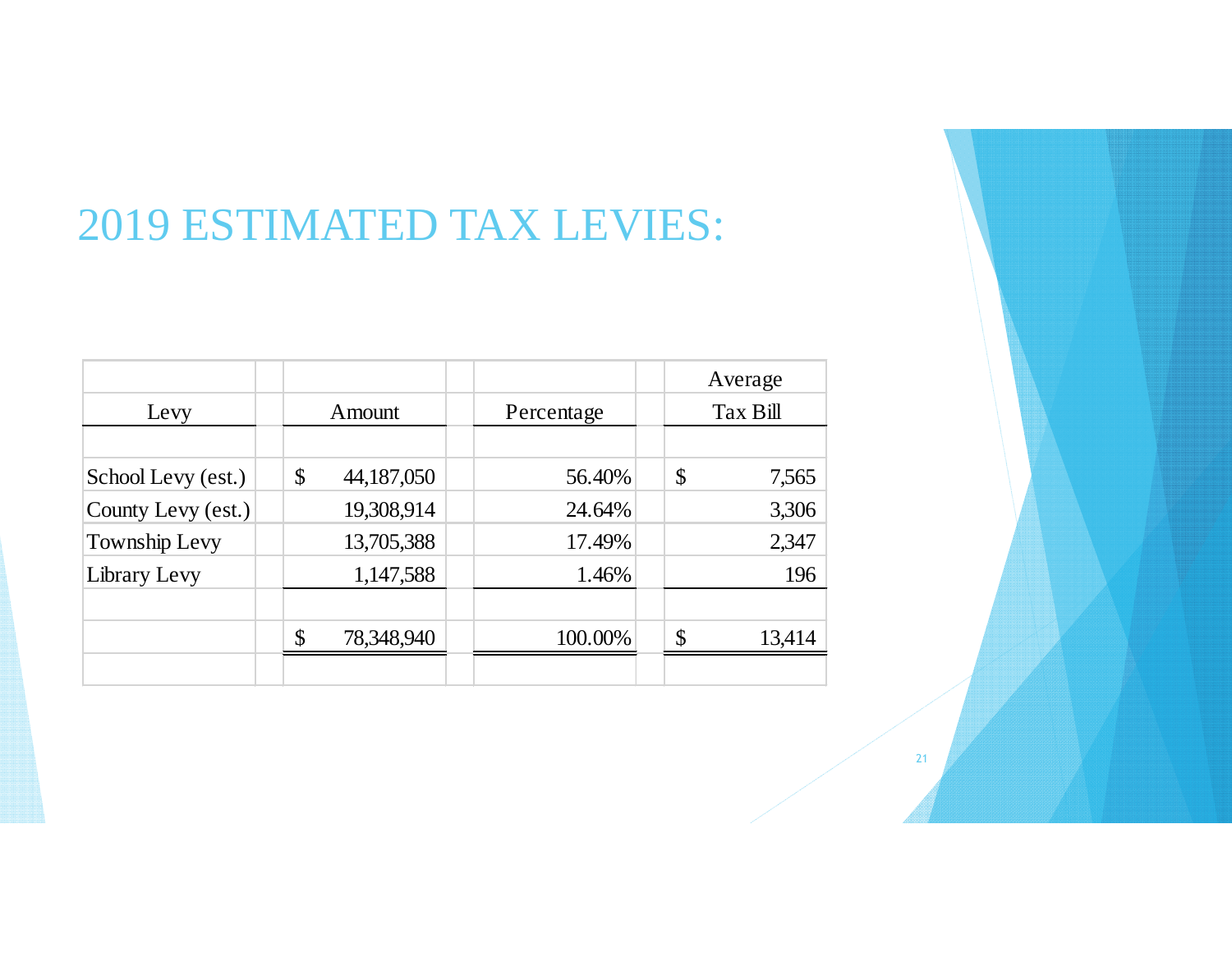# 2019 ESTIMATED TAX LEVIES:

| Levy | Amount | Percentage | Average Tax Bill |
|---|---|---|---|
| School Levy (est.) | $ 44,187,050 | 56.40% | $ 7,565 |
| County Levy (est.) | 19,308,914 | 24.64% | 3,306 |
| Township Levy | 13,705,388 | 17.49% | 2,347 |
| Library Levy | 1,147,588 | 1.46% | 196 |
| | $ 78,348,940 | 100.00% | $ 13,414 |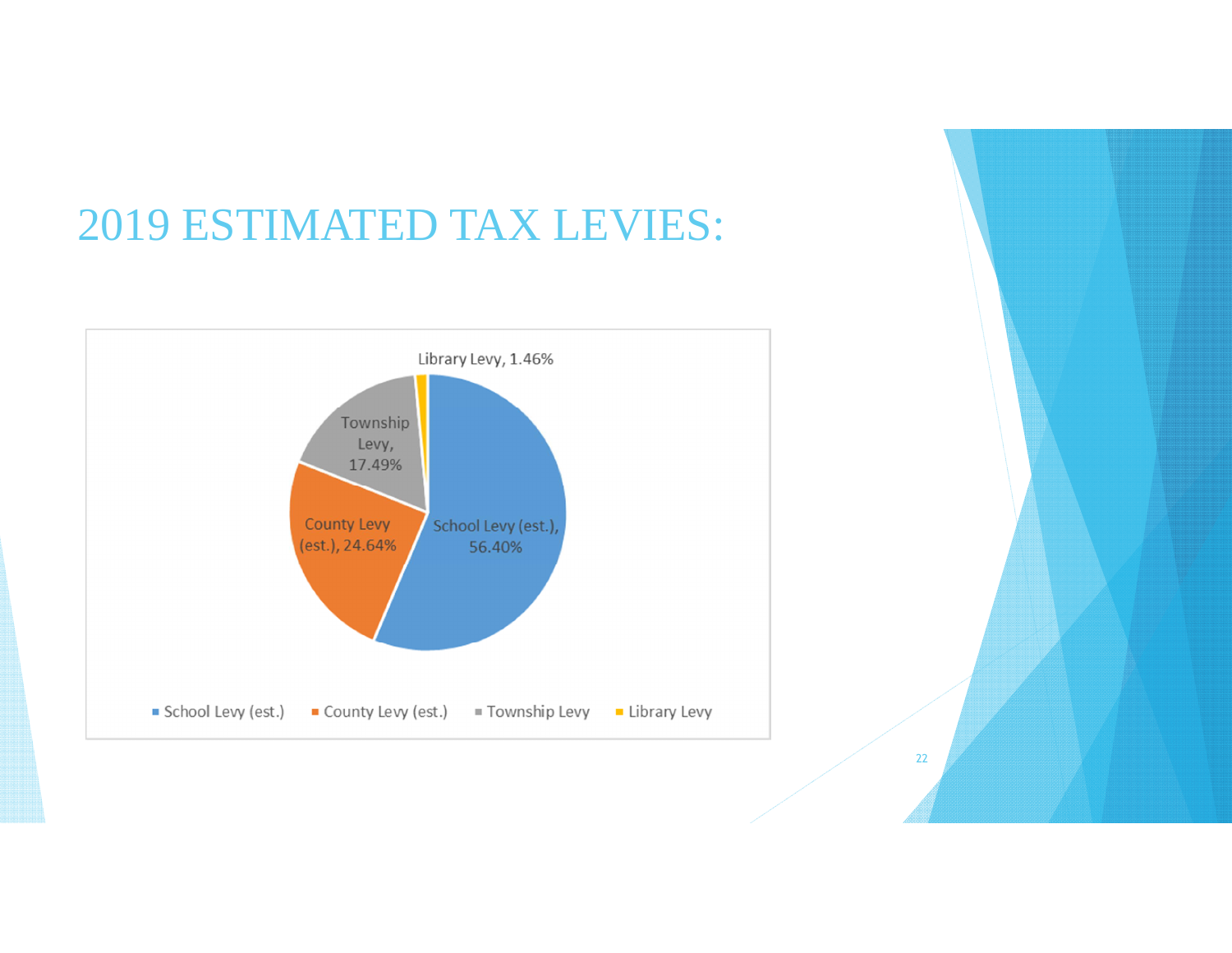# 2019 ESTIMATED TAX LEVIES:

| Levy | Percentage |
|---|---|
| School Levy (est.) | 56.40% |
| County Levy (est.) | 24.64% |
| Township Levy | 17.49% |
| Library Levy | 1.46% |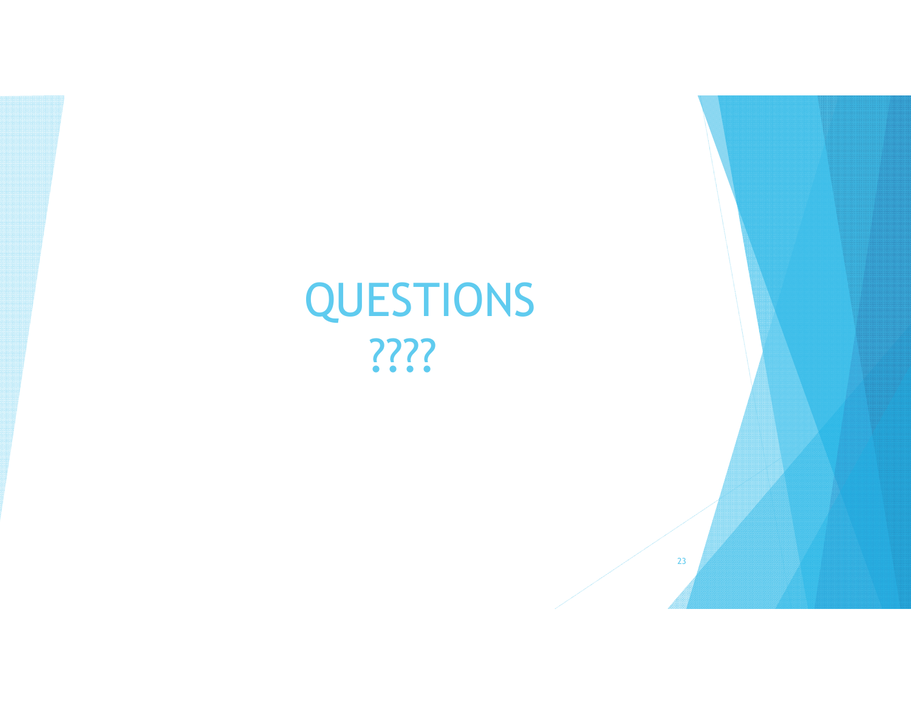# QUESTIONS

????